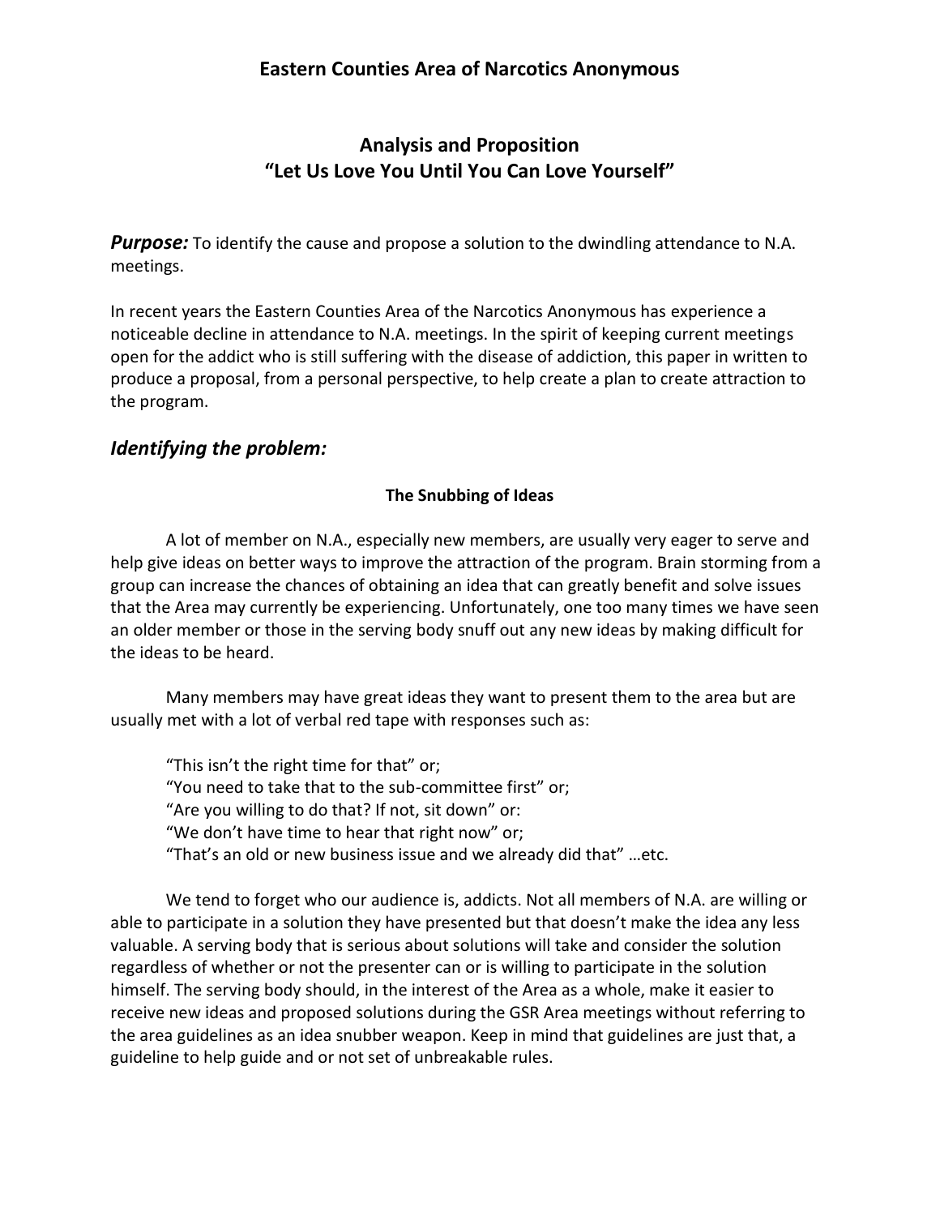# Eastern Counties Area of Narcotics Anonymous

## Analysis and Proposition
## "Let Us Love You Until You Can Love Yourself"

***Purpose:*** To identify the cause and propose a solution to the dwindling attendance to N.A. meetings.

In recent years the Eastern Counties Area of the Narcotics Anonymous has experience a noticeable decline in attendance to N.A. meetings. In the spirit of keeping current meetings open for the addict who is still suffering with the disease of addiction, this paper in written to produce a proposal, from a personal perspective, to help create a plan to create attraction to the program.

## *Identifying the problem:*

### The Snubbing of Ideas

A lot of member on N.A., especially new members, are usually very eager to serve and help give ideas on better ways to improve the attraction of the program. Brain storming from a group can increase the chances of obtaining an idea that can greatly benefit and solve issues that the Area may currently be experiencing. Unfortunately, one too many times we have seen an older member or those in the serving body snuff out any new ideas by making difficult for the ideas to be heard.

Many members may have great ideas they want to present them to the area but are usually met with a lot of verbal red tape with responses such as:

> "This isn't the right time for that" or;
> "You need to take that to the sub-committee first" or;
> "Are you willing to do that? If not, sit down" or:
> "We don't have time to hear that right now" or;
> "That's an old or new business issue and we already did that" …etc.

We tend to forget who our audience is, addicts. Not all members of N.A. are willing or able to participate in a solution they have presented but that doesn't make the idea any less valuable. A serving body that is serious about solutions will take and consider the solution regardless of whether or not the presenter can or is willing to participate in the solution himself. The serving body should, in the interest of the Area as a whole, make it easier to receive new ideas and proposed solutions during the GSR Area meetings without referring to the area guidelines as an idea snubber weapon. Keep in mind that guidelines are just that, a guideline to help guide and or not set of unbreakable rules.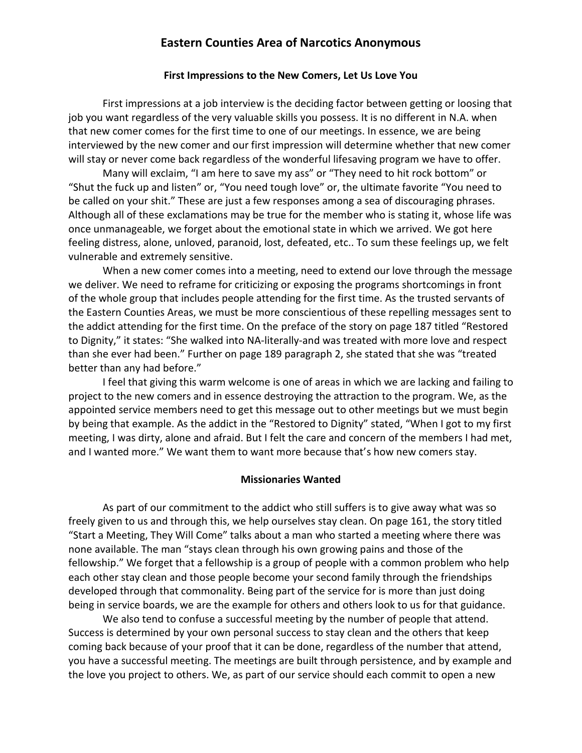# Eastern Counties Area of Narcotics Anonymous

### First Impressions to the New Comers, Let Us Love You

First impressions at a job interview is the deciding factor between getting or loosing that job you want regardless of the very valuable skills you possess. It is no different in N.A. when that new comer comes for the first time to one of our meetings. In essence, we are being interviewed by the new comer and our first impression will determine whether that new comer will stay or never come back regardless of the wonderful lifesaving program we have to offer.

Many will exclaim, "I am here to save my ass" or "They need to hit rock bottom" or "Shut the fuck up and listen" or, "You need tough love" or, the ultimate favorite "You need to be called on your shit." These are just a few responses among a sea of discouraging phrases. Although all of these exclamations may be true for the member who is stating it, whose life was once unmanageable, we forget about the emotional state in which we arrived. We got here feeling distress, alone, unloved, paranoid, lost, defeated, etc.. To sum these feelings up, we felt vulnerable and extremely sensitive.

When a new comer comes into a meeting, need to extend our love through the message we deliver. We need to reframe for criticizing or exposing the programs shortcomings in front of the whole group that includes people attending for the first time. As the trusted servants of the Eastern Counties Areas, we must be more conscientious of these repelling messages sent to the addict attending for the first time. On the preface of the story on page 187 titled "Restored to Dignity," it states: "She walked into NA-literally-and was treated with more love and respect than she ever had been." Further on page 189 paragraph 2, she stated that she was "treated better than any had before."

I feel that giving this warm welcome is one of areas in which we are lacking and failing to project to the new comers and in essence destroying the attraction to the program. We, as the appointed service members need to get this message out to other meetings but we must begin by being that example. As the addict in the "Restored to Dignity" stated, "When I got to my first meeting, I was dirty, alone and afraid. But I felt the care and concern of the members I had met, and I wanted more." We want them to want more because that's how new comers stay.

### Missionaries Wanted

As part of our commitment to the addict who still suffers is to give away what was so freely given to us and through this, we help ourselves stay clean. On page 161, the story titled "Start a Meeting, They Will Come" talks about a man who started a meeting where there was none available. The man "stays clean through his own growing pains and those of the fellowship." We forget that a fellowship is a group of people with a common problem who help each other stay clean and those people become your second family through the friendships developed through that commonality. Being part of the service for is more than just doing being in service boards, we are the example for others and others look to us for that guidance.

We also tend to confuse a successful meeting by the number of people that attend. Success is determined by your own personal success to stay clean and the others that keep coming back because of your proof that it can be done, regardless of the number that attend, you have a successful meeting. The meetings are built through persistence, and by example and the love you project to others. We, as part of our service should each commit to open a new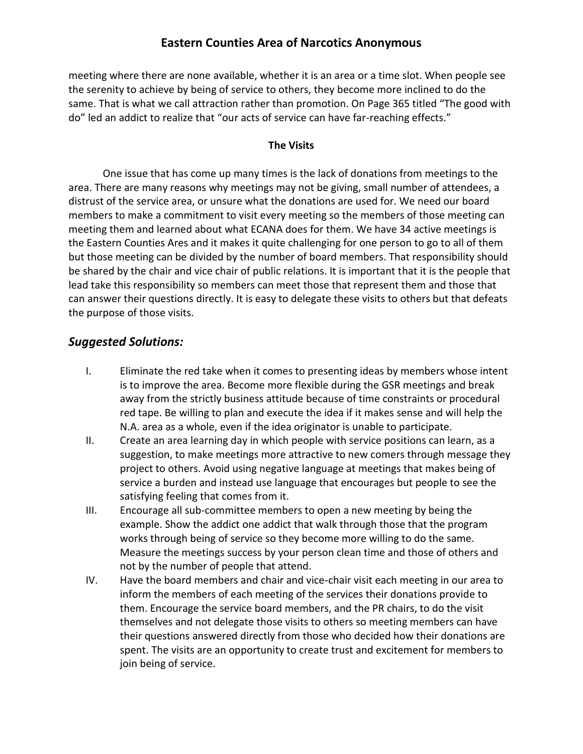meeting where there are none available, whether it is an area or a time slot. When people see the serenity to achieve by being of service to others, they become more inclined to do the same. That is what we call attraction rather than promotion. On Page 365 titled "The good with do" led an addict to realize that "our acts of service can have far-reaching effects."

**The Visits**

One issue that has come up many times is the lack of donations from meetings to the area. There are many reasons why meetings may not be giving, small number of attendees, a distrust of the service area, or unsure what the donations are used for. We need our board members to make a commitment to visit every meeting so the members of those meeting can meeting them and learned about what ECANA does for them. We have 34 active meetings is the Eastern Counties Ares and it makes it quite challenging for one person to go to all of them but those meeting can be divided by the number of board members. That responsibility should be shared by the chair and vice chair of public relations. It is important that it is the people that lead take this responsibility so members can meet those that represent them and those that can answer their questions directly. It is easy to delegate these visits to others but that defeats the purpose of those visits.

## *Suggested Solutions:*

I. Eliminate the red take when it comes to presenting ideas by members whose intent is to improve the area. Become more flexible during the GSR meetings and break away from the strictly business attitude because of time constraints or procedural red tape. Be willing to plan and execute the idea if it makes sense and will help the N.A. area as a whole, even if the idea originator is unable to participate.

II. Create an area learning day in which people with service positions can learn, as a suggestion, to make meetings more attractive to new comers through message they project to others. Avoid using negative language at meetings that makes being of service a burden and instead use language that encourages but people to see the satisfying feeling that comes from it.

III. Encourage all sub-committee members to open a new meeting by being the example. Show the addict one addict that walk through those that the program works through being of service so they become more willing to do the same. Measure the meetings success by your person clean time and those of others and not by the number of people that attend.

IV. Have the board members and chair and vice-chair visit each meeting in our area to inform the members of each meeting of the services their donations provide to them. Encourage the service board members, and the PR chairs, to do the visit themselves and not delegate those visits to others so meeting members can have their questions answered directly from those who decided how their donations are spent. The visits are an opportunity to create trust and excitement for members to join being of service.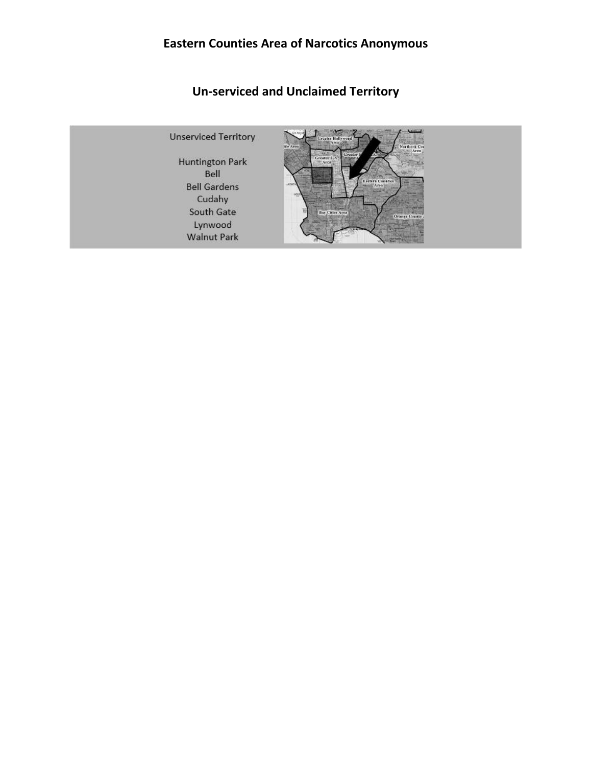# Eastern Counties Area of Narcotics Anonymous

## Un-serviced and Unclaimed Territory

Unserviced Territory

Huntington Park
Bell
Bell Gardens
Cudahy
South Gate
Lynwood
Walnut Park